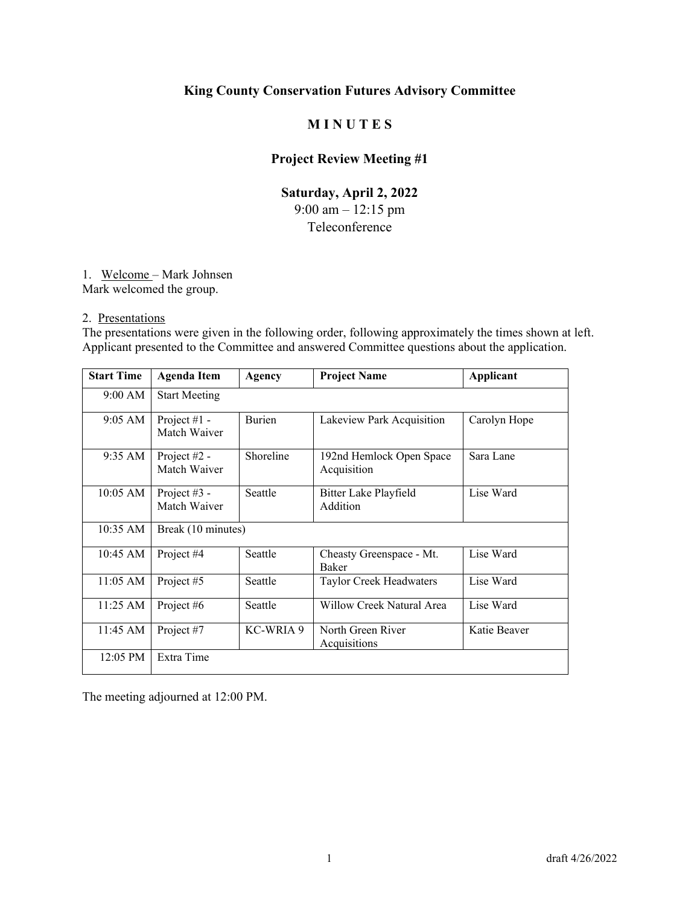# King County Conservation Futures Advisory Committee

## M I N U T E S

## Project Review Meeting #1

### Saturday, April 2, 2022

9:00 am – 12:15 pm
Teleconference

1. Welcome – Mark Johnsen
Mark welcomed the group.

2. Presentations
The presentations were given in the following order, following approximately the times shown at left. Applicant presented to the Committee and answered Committee questions about the application.

| Start Time | Agenda Item | Agency | Project Name | Applicant |
|---|---|---|---|---|
| 9:00 AM | Start Meeting | | | |
| 9:05 AM | Project #1 - Match Waiver | Burien | Lakeview Park Acquisition | Carolyn Hope |
| 9:35 AM | Project #2 - Match Waiver | Shoreline | 192nd Hemlock Open Space Acquisition | Sara Lane |
| 10:05 AM | Project #3 - Match Waiver | Seattle | Bitter Lake Playfield Addition | Lise Ward |
| 10:35 AM | Break (10 minutes) | | | |
| 10:45 AM | Project #4 | Seattle | Cheasty Greenspace - Mt. Baker | Lise Ward |
| 11:05 AM | Project #5 | Seattle | Taylor Creek Headwaters | Lise Ward |
| 11:25 AM | Project #6 | Seattle | Willow Creek Natural Area | Lise Ward |
| 11:45 AM | Project #7 | KC-WRIA 9 | North Green River Acquisitions | Katie Beaver |
| 12:05 PM | Extra Time | | | |

The meeting adjourned at 12:00 PM.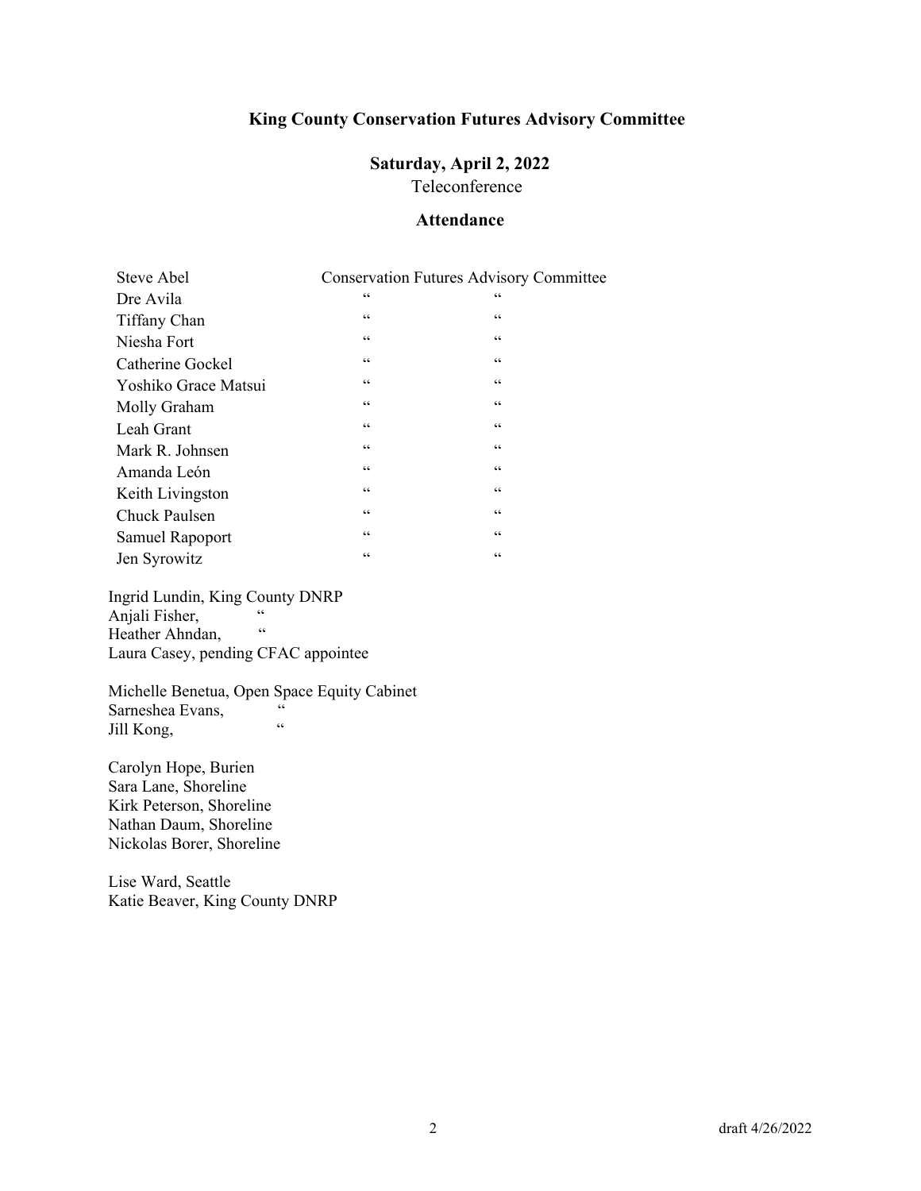**King County Conservation Futures Advisory Committee**

**Saturday, April 2, 2022**

Teleconference

**Attendance**

| | |
|---|---|
| Steve Abel | Conservation Futures Advisory Committee |
| Dre Avila | " " |
| Tiffany Chan | " " |
| Niesha Fort | " " |
| Catherine Gockel | " " |
| Yoshiko Grace Matsui | " " |
| Molly Graham | " " |
| Leah Grant | " " |
| Mark R. Johnsen | " " |
| Amanda León | " " |
| Keith Livingston | " " |
| Chuck Paulsen | " " |
| Samuel Rapoport | " " |
| Jen Syrowitz | " " |

Ingrid Lundin, King County DNRP
Anjali Fisher, "
Heather Ahndan, "
Laura Casey, pending CFAC appointee

Michelle Benetua, Open Space Equity Cabinet
Sarneshea Evans, "
Jill Kong, "

Carolyn Hope, Burien
Sara Lane, Shoreline
Kirk Peterson, Shoreline
Nathan Daum, Shoreline
Nickolas Borer, Shoreline

Lise Ward, Seattle
Katie Beaver, King County DNRP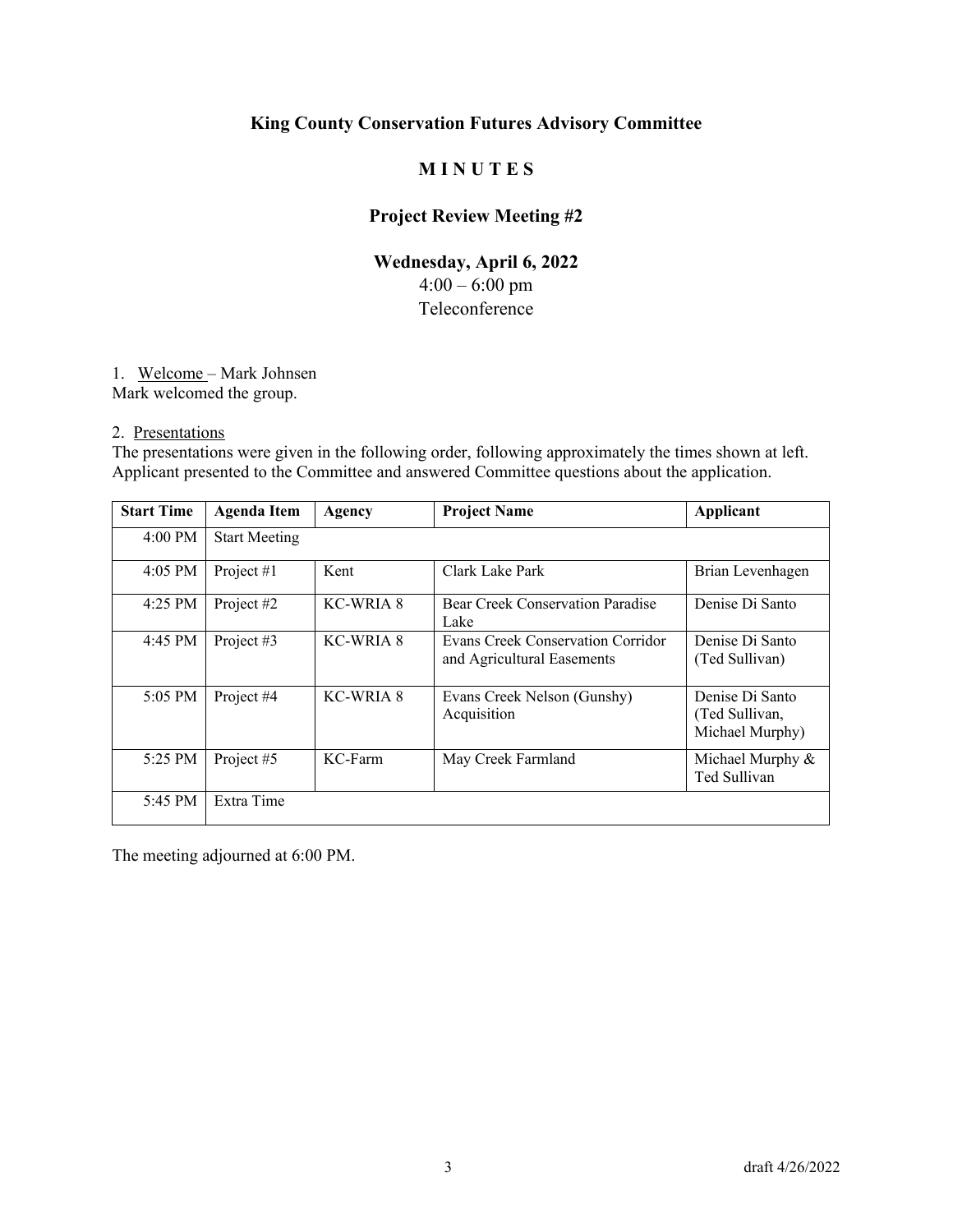**King County Conservation Futures Advisory Committee**

**M I N U T E S**

**Project Review Meeting #2**

**Wednesday, April 6, 2022**

4:00 – 6:00 pm

Teleconference

1. Welcome – Mark Johnsen

Mark welcomed the group.

2. Presentations

The presentations were given in the following order, following approximately the times shown at left. Applicant presented to the Committee and answered Committee questions about the application.

| Start Time | Agenda Item | Agency | Project Name | Applicant |
|---|---|---|---|---|
| 4:00 PM | Start Meeting | | | |
| 4:05 PM | Project #1 | Kent | Clark Lake Park | Brian Levenhagen |
| 4:25 PM | Project #2 | KC-WRIA 8 | Bear Creek Conservation Paradise Lake | Denise Di Santo |
| 4:45 PM | Project #3 | KC-WRIA 8 | Evans Creek Conservation Corridor and Agricultural Easements | Denise Di Santo (Ted Sullivan) |
| 5:05 PM | Project #4 | KC-WRIA 8 | Evans Creek Nelson (Gunshy) Acquisition | Denise Di Santo (Ted Sullivan, Michael Murphy) |
| 5:25 PM | Project #5 | KC-Farm | May Creek Farmland | Michael Murphy & Ted Sullivan |
| 5:45 PM | Extra Time | | | |

The meeting adjourned at 6:00 PM.

draft 4/26/2022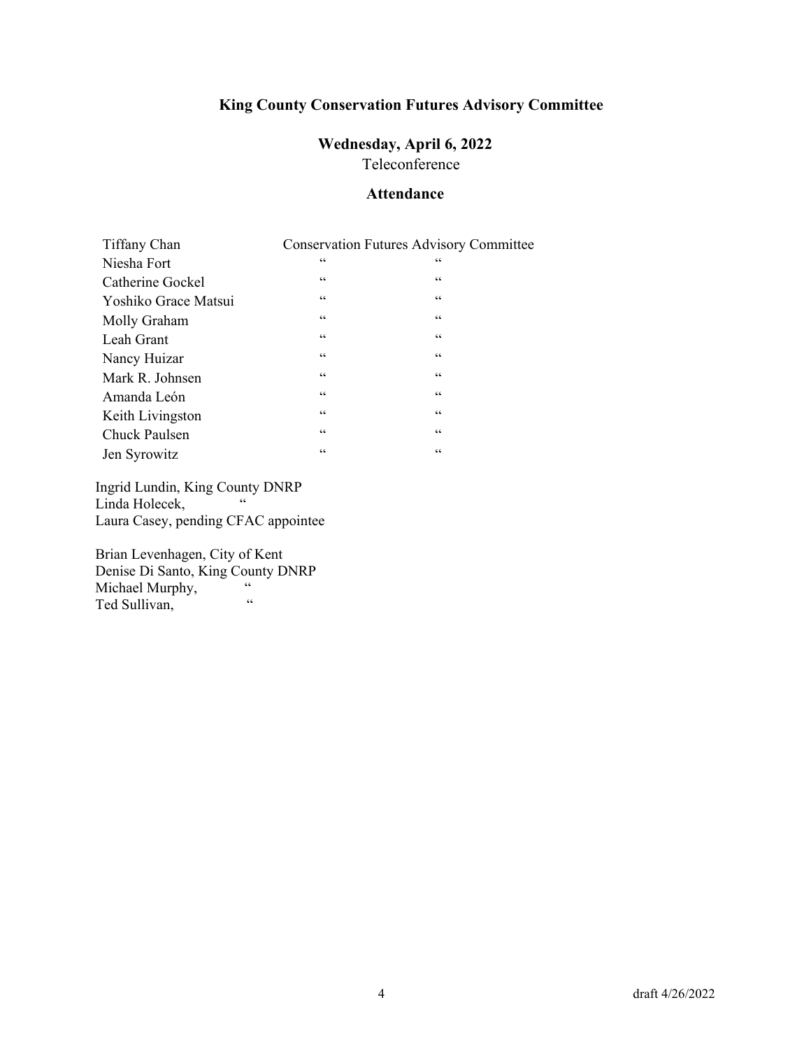## King County Conservation Futures Advisory Committee

### Wednesday, April 6, 2022

Teleconference

### Attendance

| | | |
|---|---|---|
| Tiffany Chan | Conservation Futures Advisory Committee | |
| Niesha Fort | “ | “ |
| Catherine Gockel | “ | “ |
| Yoshiko Grace Matsui | “ | “ |
| Molly Graham | “ | “ |
| Leah Grant | “ | “ |
| Nancy Huizar | “ | “ |
| Mark R. Johnsen | “ | “ |
| Amanda León | “ | “ |
| Keith Livingston | “ | “ |
| Chuck Paulsen | “ | “ |
| Jen Syrowitz | “ | “ |

Ingrid Lundin, King County DNRP
Linda Holecek, “
Laura Casey, pending CFAC appointee

Brian Levenhagen, City of Kent
Denise Di Santo, King County DNRP
Michael Murphy, “
Ted Sullivan, “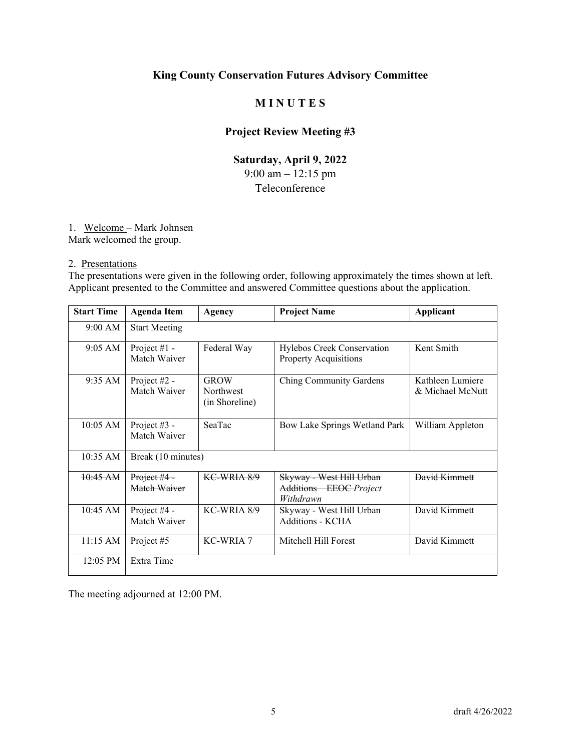**King County Conservation Futures Advisory Committee**

**M I N U T E S**

**Project Review Meeting #3**

**Saturday, April 9, 2022**

9:00 am – 12:15 pm

Teleconference

1. Welcome – Mark Johnsen

Mark welcomed the group.

2. Presentations

The presentations were given in the following order, following approximately the times shown at left. Applicant presented to the Committee and answered Committee questions about the application.

| Start Time | Agenda Item | Agency | Project Name | Applicant |
|---|---|---|---|---|
| 9:00 AM | Start Meeting | | | |
| 9:05 AM | Project #1 - Match Waiver | Federal Way | Hylebos Creek Conservation Property Acquisitions | Kent Smith |
| 9:35 AM | Project #2 - Match Waiver | GROW Northwest (in Shoreline) | Ching Community Gardens | Kathleen Lumiere & Michael McNutt |
| 10:05 AM | Project #3 - Match Waiver | SeaTac | Bow Lake Springs Wetland Park | William Appleton |
| 10:35 AM | Break (10 minutes) | | | |
| ~~10:45 AM~~ | ~~Project #4 - Match Waiver~~ | ~~KC-WRIA 8/9~~ | ~~Skyway - West Hill Urban Additions – EEOC~~ *Project Withdrawn* | ~~David Kimmett~~ |
| 10:45 AM | Project #4 - Match Waiver | KC-WRIA 8/9 | Skyway - West Hill Urban Additions - KCHA | David Kimmett |
| 11:15 AM | Project #5 | KC-WRIA 7 | Mitchell Hill Forest | David Kimmett |
| 12:05 PM | Extra Time | | | |

The meeting adjourned at 12:00 PM.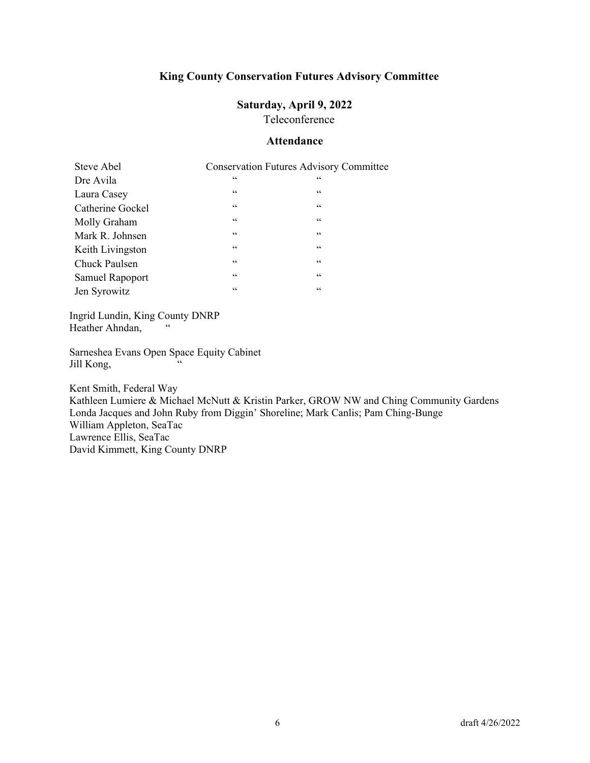**King County Conservation Futures Advisory Committee**

**Saturday, April 9, 2022**
Teleconference

**Attendance**

| | | |
|---|---|---|
| Steve Abel | Conservation Futures Advisory Committee | |
| Dre Avila | " | " |
| Laura Casey | " | " |
| Catherine Gockel | " | " |
| Molly Graham | " | " |
| Mark R. Johnsen | " | " |
| Keith Livingston | " | " |
| Chuck Paulsen | " | " |
| Samuel Rapoport | " | " |
| Jen Syrowitz | " | " |

Ingrid Lundin, King County DNRP
Heather Ahndan, "

Sarneshea Evans Open Space Equity Cabinet
Jill Kong, "

Kent Smith, Federal Way
Kathleen Lumiere & Michael McNutt & Kristin Parker, GROW NW and Ching Community Gardens
Londa Jacques and John Ruby from Diggin' Shoreline; Mark Canlis; Pam Ching-Bunge
William Appleton, SeaTac
Lawrence Ellis, SeaTac
David Kimmett, King County DNRP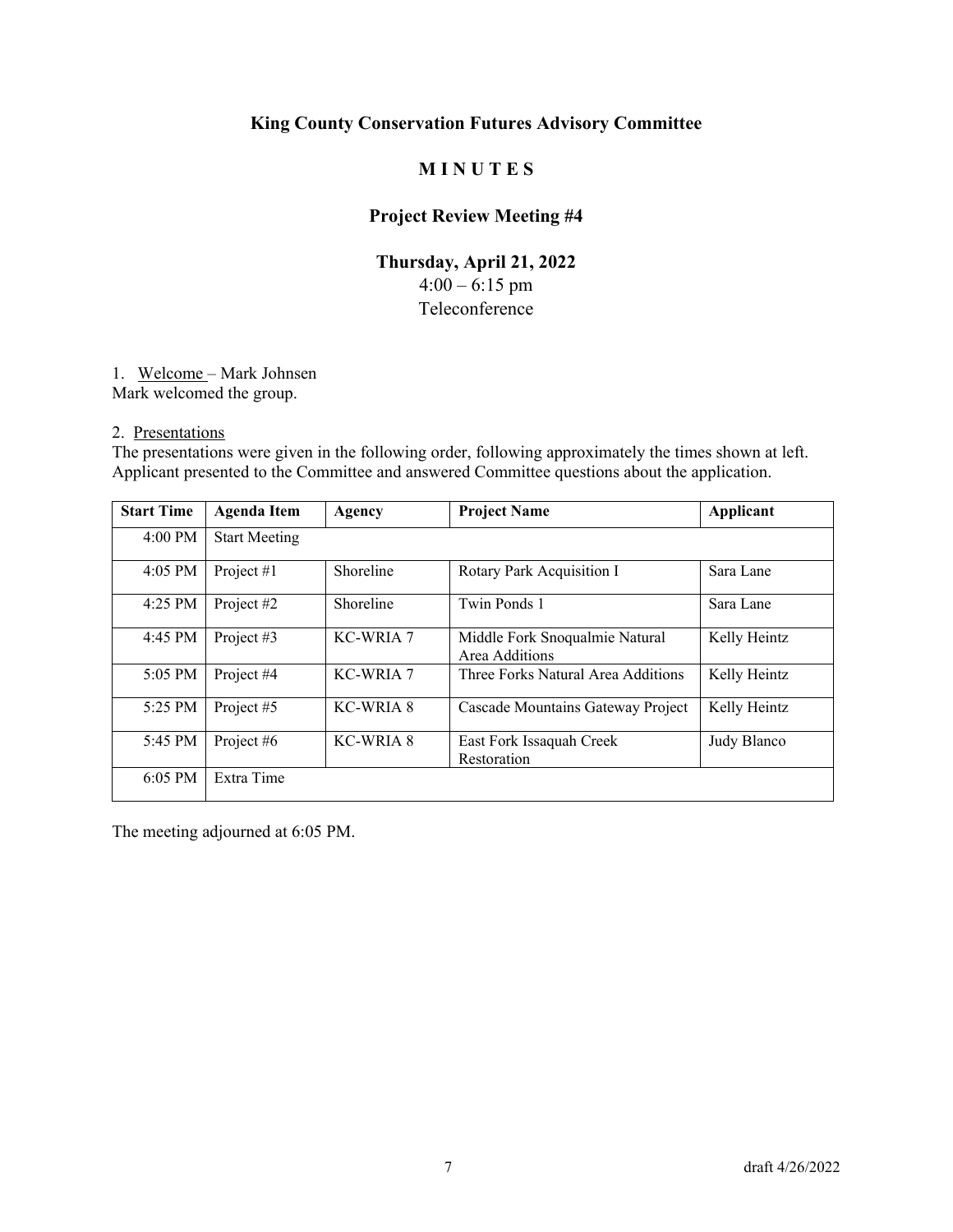**King County Conservation Futures Advisory Committee**

**M I N U T E S**

**Project Review Meeting #4**

**Thursday, April 21, 2022**

4:00 – 6:15 pm

Teleconference

1. Welcome – Mark Johnsen

Mark welcomed the group.

2. Presentations

The presentations were given in the following order, following approximately the times shown at left. Applicant presented to the Committee and answered Committee questions about the application.

| Start Time | Agenda Item | Agency | Project Name | Applicant |
|---|---|---|---|---|
| 4:00 PM | Start Meeting | | | |
| 4:05 PM | Project #1 | Shoreline | Rotary Park Acquisition I | Sara Lane |
| 4:25 PM | Project #2 | Shoreline | Twin Ponds 1 | Sara Lane |
| 4:45 PM | Project #3 | KC-WRIA 7 | Middle Fork Snoqualmie Natural Area Additions | Kelly Heintz |
| 5:05 PM | Project #4 | KC-WRIA 7 | Three Forks Natural Area Additions | Kelly Heintz |
| 5:25 PM | Project #5 | KC-WRIA 8 | Cascade Mountains Gateway Project | Kelly Heintz |
| 5:45 PM | Project #6 | KC-WRIA 8 | East Fork Issaquah Creek Restoration | Judy Blanco |
| 6:05 PM | Extra Time | | | |

The meeting adjourned at 6:05 PM.

draft 4/26/2022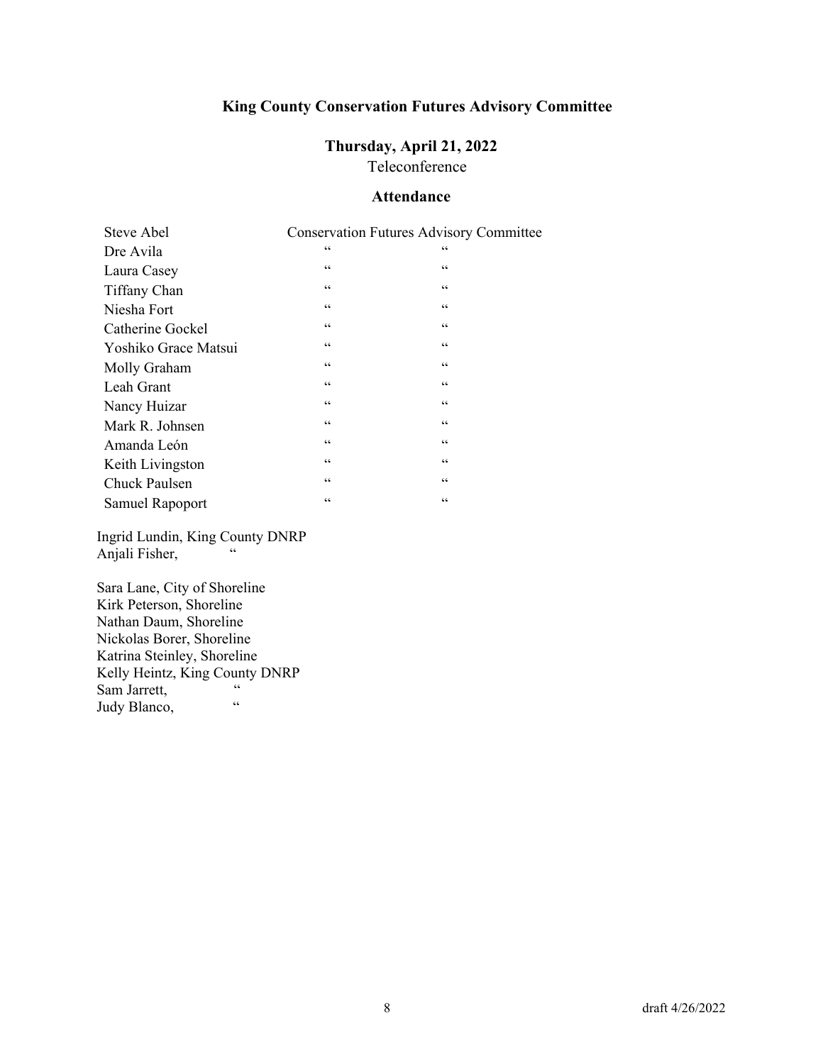**King County Conservation Futures Advisory Committee**

**Thursday, April 21, 2022**

Teleconference

**Attendance**

| | | |
|---|---|---|
| Steve Abel | Conservation Futures | Advisory Committee |
| Dre Avila | " | " |
| Laura Casey | " | " |
| Tiffany Chan | " | " |
| Niesha Fort | " | " |
| Catherine Gockel | " | " |
| Yoshiko Grace Matsui | " | " |
| Molly Graham | " | " |
| Leah Grant | " | " |
| Nancy Huizar | " | " |
| Mark R. Johnsen | " | " |
| Amanda León | " | " |
| Keith Livingston | " | " |
| Chuck Paulsen | " | " |
| Samuel Rapoport | " | " |

Ingrid Lundin, King County DNRP
Anjali Fisher, "

Sara Lane, City of Shoreline
Kirk Peterson, Shoreline
Nathan Daum, Shoreline
Nickolas Borer, Shoreline
Katrina Steinley, Shoreline
Kelly Heintz, King County DNRP
Sam Jarrett, "
Judy Blanco, "

draft 4/26/2022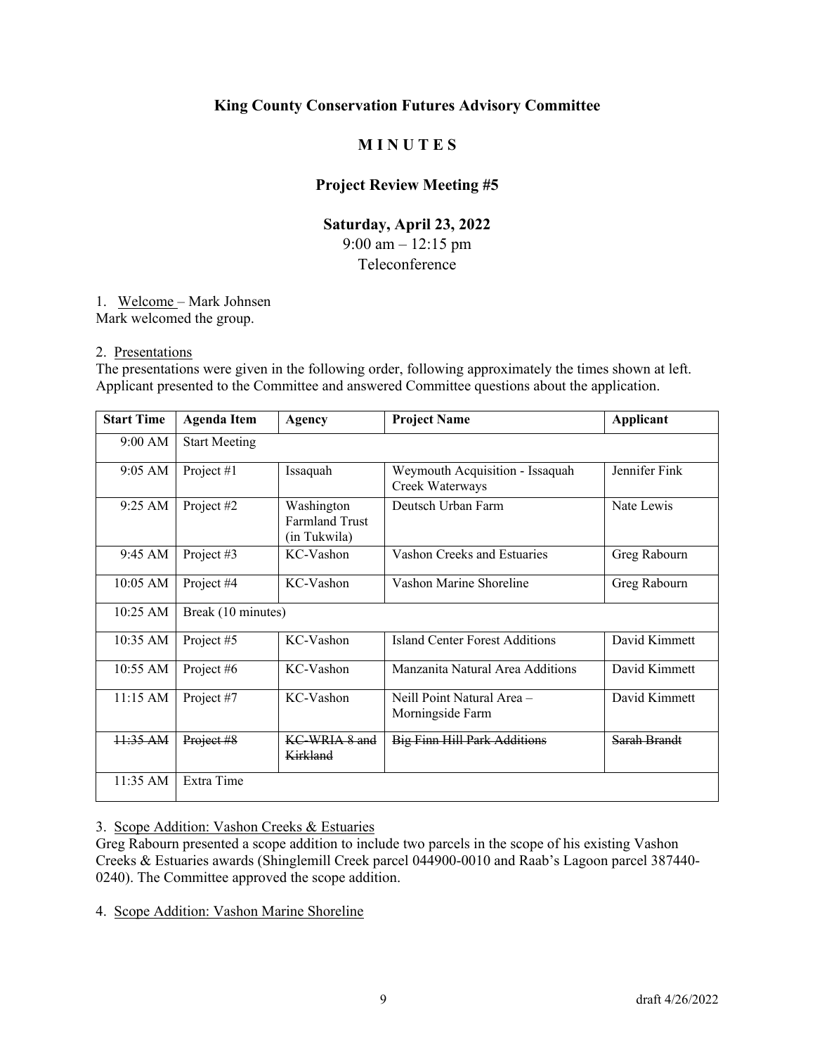**King County Conservation Futures Advisory Committee**

**M I N U T E S**

**Project Review Meeting #5**

**Saturday, April 23, 2022**

9:00 am – 12:15 pm

Teleconference

1. Welcome – Mark Johnsen

Mark welcomed the group.

2. Presentations

The presentations were given in the following order, following approximately the times shown at left. Applicant presented to the Committee and answered Committee questions about the application.

| Start Time | Agenda Item | Agency | Project Name | Applicant |
|---|---|---|---|---|
| 9:00 AM | Start Meeting | | | |
| 9:05 AM | Project #1 | Issaquah | Weymouth Acquisition - Issaquah Creek Waterways | Jennifer Fink |
| 9:25 AM | Project #2 | Washington Farmland Trust (in Tukwila) | Deutsch Urban Farm | Nate Lewis |
| 9:45 AM | Project #3 | KC-Vashon | Vashon Creeks and Estuaries | Greg Rabourn |
| 10:05 AM | Project #4 | KC-Vashon | Vashon Marine Shoreline | Greg Rabourn |
| 10:25 AM | Break (10 minutes) | | | |
| 10:35 AM | Project #5 | KC-Vashon | Island Center Forest Additions | David Kimmett |
| 10:55 AM | Project #6 | KC-Vashon | Manzanita Natural Area Additions | David Kimmett |
| 11:15 AM | Project #7 | KC-Vashon | Neill Point Natural Area – Morningside Farm | David Kimmett |
| ~~11:35 AM~~ | ~~Project #8~~ | ~~KC-WRIA 8 and Kirkland~~ | ~~Big Finn Hill Park Additions~~ | ~~Sarah Brandt~~ |
| 11:35 AM | Extra Time | | | |

3. Scope Addition: Vashon Creeks & Estuaries

Greg Rabourn presented a scope addition to include two parcels in the scope of his existing Vashon Creeks & Estuaries awards (Shinglemill Creek parcel 044900-0010 and Raab's Lagoon parcel 387440-0240). The Committee approved the scope addition.

4. Scope Addition: Vashon Marine Shoreline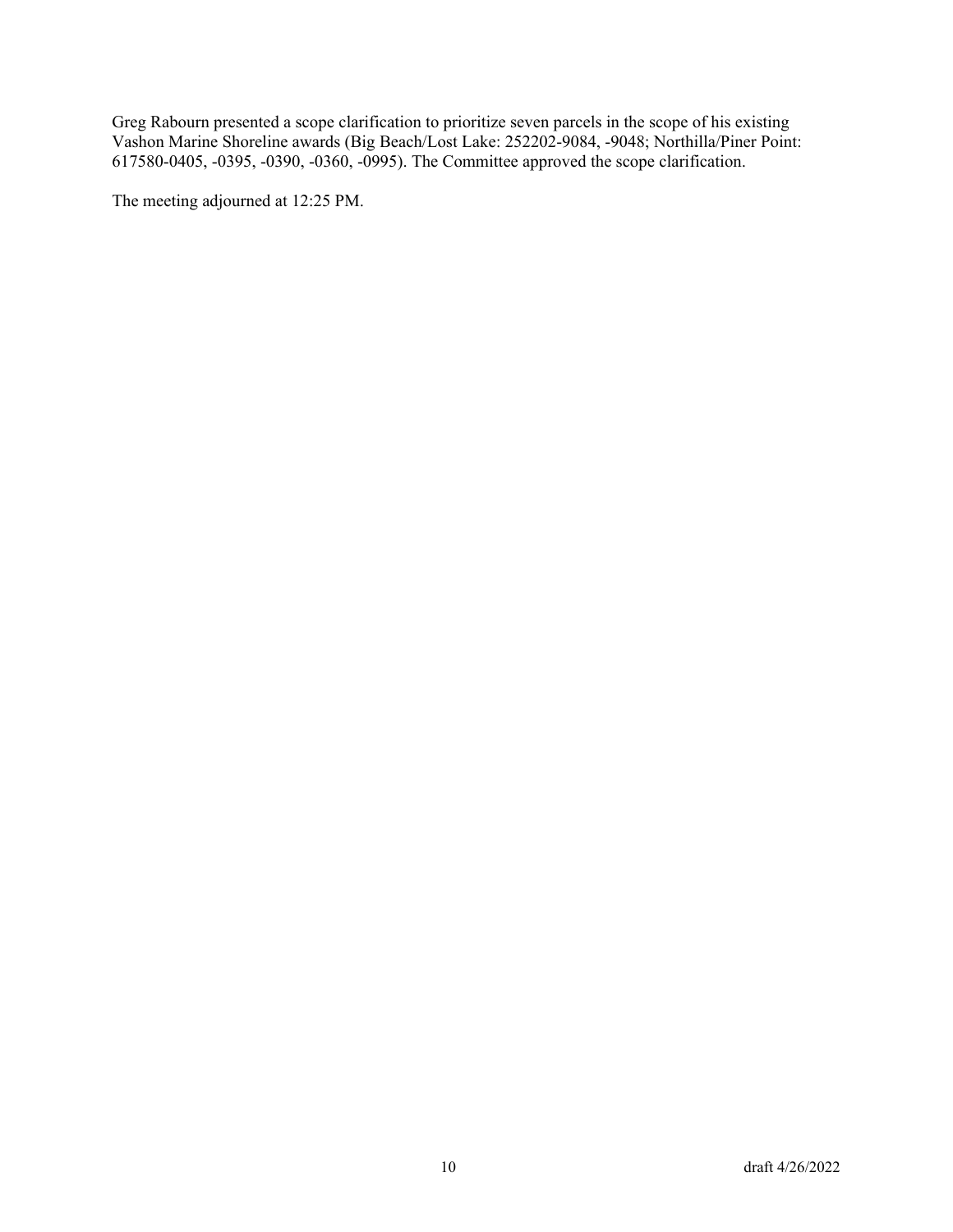Greg Rabourn presented a scope clarification to prioritize seven parcels in the scope of his existing Vashon Marine Shoreline awards (Big Beach/Lost Lake: 252202-9084, -9048; Northilla/Piner Point: 617580-0405, -0395, -0390, -0360, -0995). The Committee approved the scope clarification.

The meeting adjourned at 12:25 PM.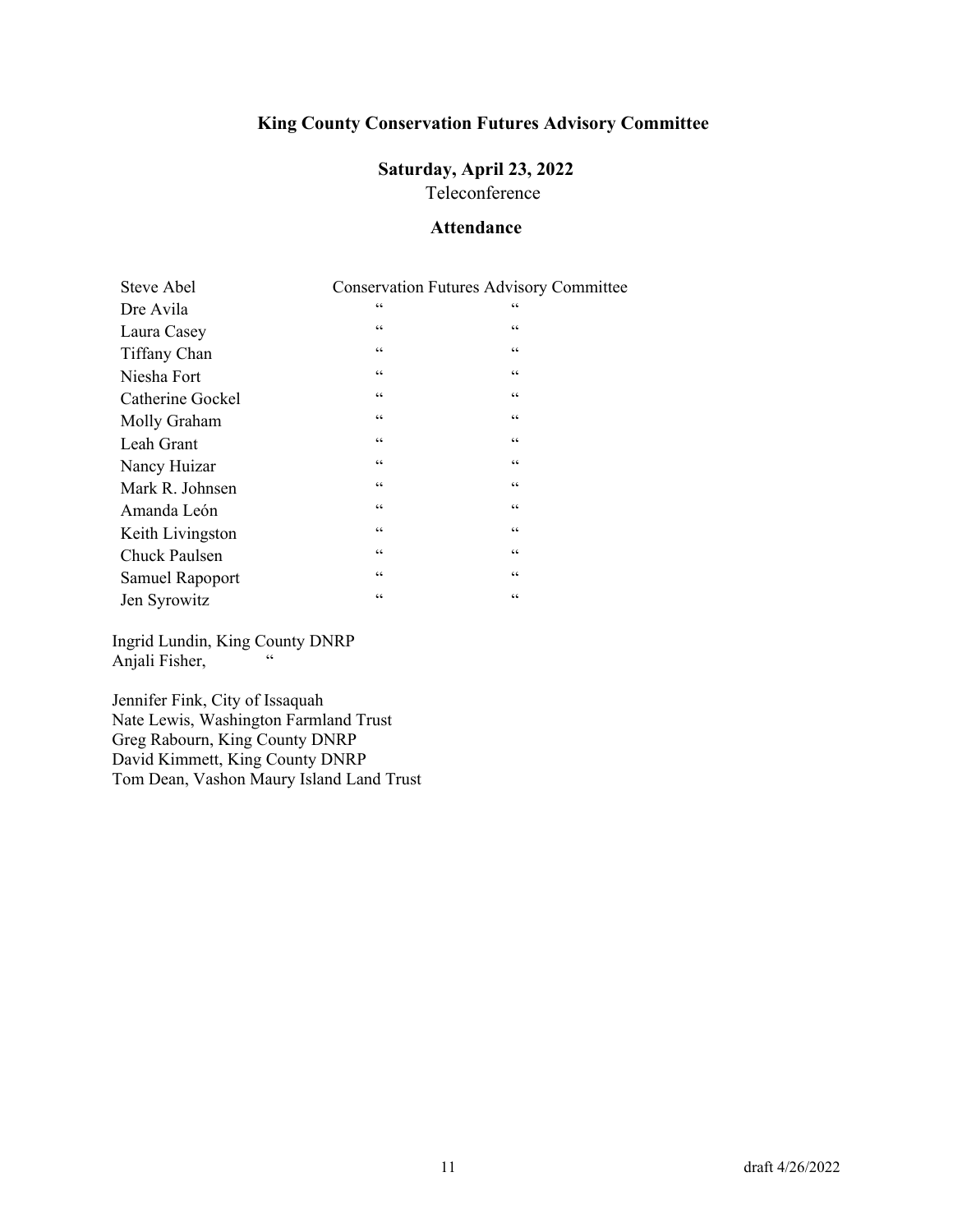**King County Conservation Futures Advisory Committee**

**Saturday, April 23, 2022**

Teleconference

**Attendance**

| | |
|---|---|
| Steve Abel | Conservation Futures Advisory Committee |
| Dre Avila | " " |
| Laura Casey | " " |
| Tiffany Chan | " " |
| Niesha Fort | " " |
| Catherine Gockel | " " |
| Molly Graham | " " |
| Leah Grant | " " |
| Nancy Huizar | " " |
| Mark R. Johnsen | " " |
| Amanda León | " " |
| Keith Livingston | " " |
| Chuck Paulsen | " " |
| Samuel Rapoport | " " |
| Jen Syrowitz | " " |

Ingrid Lundin, King County DNRP
Anjali Fisher, "

Jennifer Fink, City of Issaquah
Nate Lewis, Washington Farmland Trust
Greg Rabourn, King County DNRP
David Kimmett, King County DNRP
Tom Dean, Vashon Maury Island Land Trust

draft 4/26/2022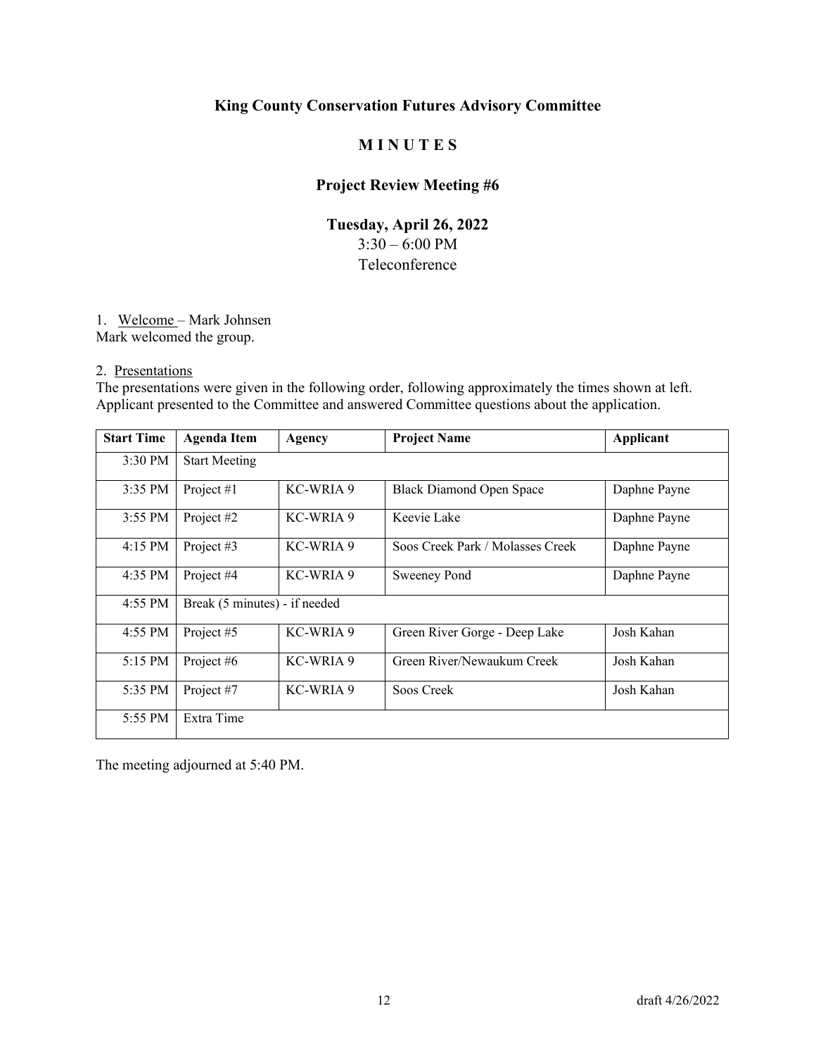**King County Conservation Futures Advisory Committee**

# M I N U T E S

## Project Review Meeting #6

**Tuesday, April 26, 2022**
3:30 – 6:00 PM
Teleconference

1. Welcome – Mark Johnsen
Mark welcomed the group.

2. Presentations
The presentations were given in the following order, following approximately the times shown at left. Applicant presented to the Committee and answered Committee questions about the application.

| Start Time | Agenda Item | Agency | Project Name | Applicant |
|---|---|---|---|---|
| 3:30 PM | Start Meeting | | | |
| 3:35 PM | Project #1 | KC-WRIA 9 | Black Diamond Open Space | Daphne Payne |
| 3:55 PM | Project #2 | KC-WRIA 9 | Keevie Lake | Daphne Payne |
| 4:15 PM | Project #3 | KC-WRIA 9 | Soos Creek Park / Molasses Creek | Daphne Payne |
| 4:35 PM | Project #4 | KC-WRIA 9 | Sweeney Pond | Daphne Payne |
| 4:55 PM | Break (5 minutes) - if needed | | | |
| 4:55 PM | Project #5 | KC-WRIA 9 | Green River Gorge - Deep Lake | Josh Kahan |
| 5:15 PM | Project #6 | KC-WRIA 9 | Green River/Newaukum Creek | Josh Kahan |
| 5:35 PM | Project #7 | KC-WRIA 9 | Soos Creek | Josh Kahan |
| 5:55 PM | Extra Time | | | |

The meeting adjourned at 5:40 PM.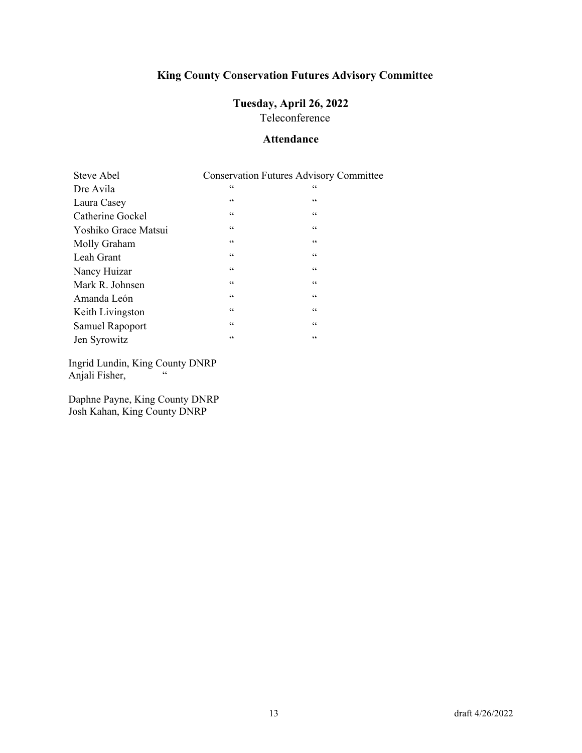**King County Conservation Futures Advisory Committee**

**Tuesday, April 26, 2022**

Teleconference

**Attendance**

| | | |
|---|---|---|
| Steve Abel | Conservation Futures Advisory Committee | |
| Dre Avila | " | " |
| Laura Casey | " | " |
| Catherine Gockel | " | " |
| Yoshiko Grace Matsui | " | " |
| Molly Graham | " | " |
| Leah Grant | " | " |
| Nancy Huizar | " | " |
| Mark R. Johnsen | " | " |
| Amanda León | " | " |
| Keith Livingston | " | " |
| Samuel Rapoport | " | " |
| Jen Syrowitz | " | " |

Ingrid Lundin, King County DNRP
Anjali Fisher, "

Daphne Payne, King County DNRP
Josh Kahan, King County DNRP